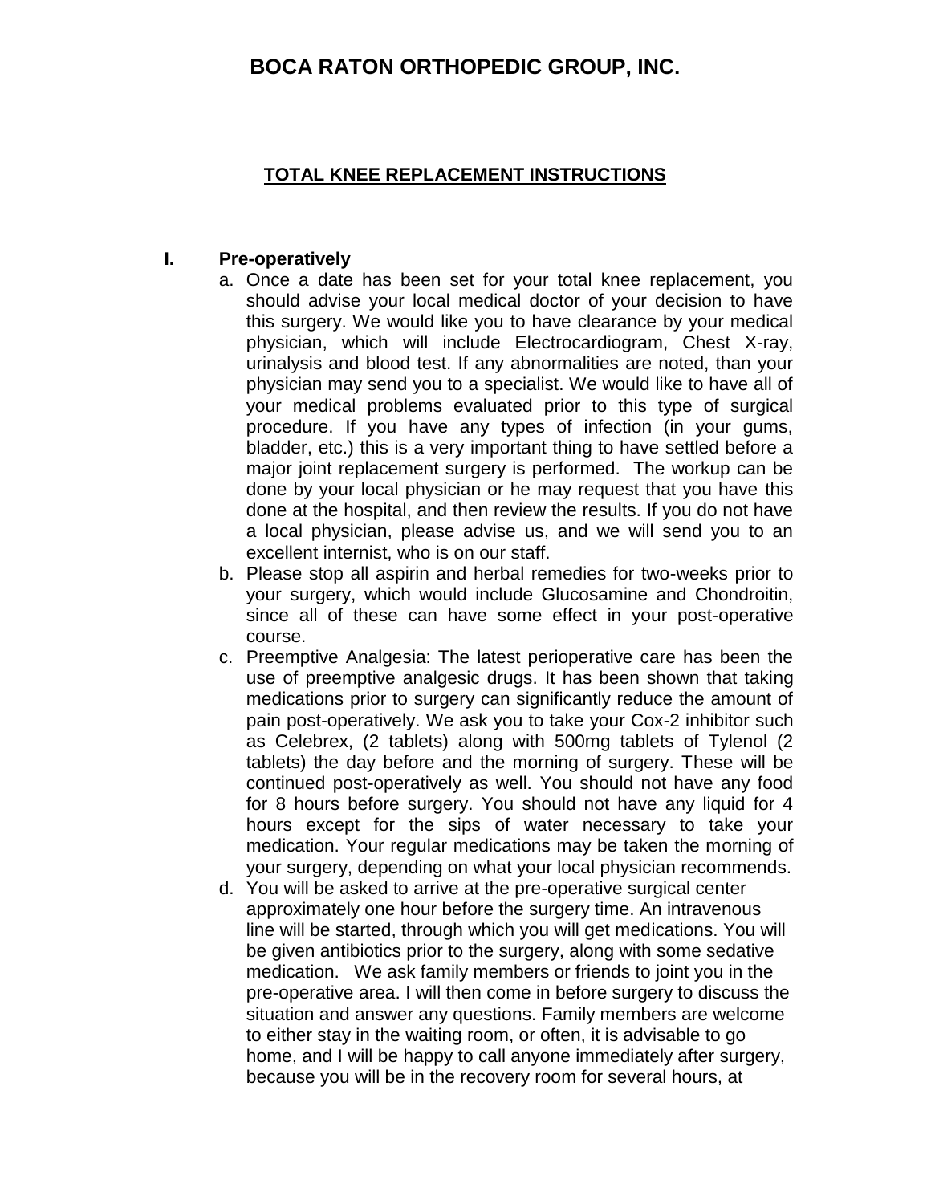# BOCA RATON ORTHOPEDIC GROUP, INC.

## TOTAL KNEE REPLACEMENT INSTRUCTIONS

### I. Pre-operatively

a. Once a date has been set for your total knee replacement, you should advise your local medical doctor of your decision to have this surgery. We would like you to have clearance by your medical physician, which will include Electrocardiogram, Chest X-ray, urinalysis and blood test. If any abnormalities are noted, than your physician may send you to a specialist. We would like to have all of your medical problems evaluated prior to this type of surgical procedure. If you have any types of infection (in your gums, bladder, etc.) this is a very important thing to have settled before a major joint replacement surgery is performed. The workup can be done by your local physician or he may request that you have this done at the hospital, and then review the results. If you do not have a local physician, please advise us, and we will send you to an excellent internist, who is on our staff.

b. Please stop all aspirin and herbal remedies for two-weeks prior to your surgery, which would include Glucosamine and Chondroitin, since all of these can have some effect in your post-operative course.

c. Preemptive Analgesia: The latest perioperative care has been the use of preemptive analgesic drugs. It has been shown that taking medications prior to surgery can significantly reduce the amount of pain post-operatively. We ask you to take your Cox-2 inhibitor such as Celebrex, (2 tablets) along with 500mg tablets of Tylenol (2 tablets) the day before and the morning of surgery. These will be continued post-operatively as well. You should not have any food for 8 hours before surgery. You should not have any liquid for 4 hours except for the sips of water necessary to take your medication. Your regular medications may be taken the morning of your surgery, depending on what your local physician recommends.

d. You will be asked to arrive at the pre-operative surgical center approximately one hour before the surgery time. An intravenous line will be started, through which you will get medications. You will be given antibiotics prior to the surgery, along with some sedative medication. We ask family members or friends to joint you in the pre-operative area. I will then come in before surgery to discuss the situation and answer any questions. Family members are welcome to either stay in the waiting room, or often, it is advisable to go home, and I will be happy to call anyone immediately after surgery, because you will be in the recovery room for several hours, at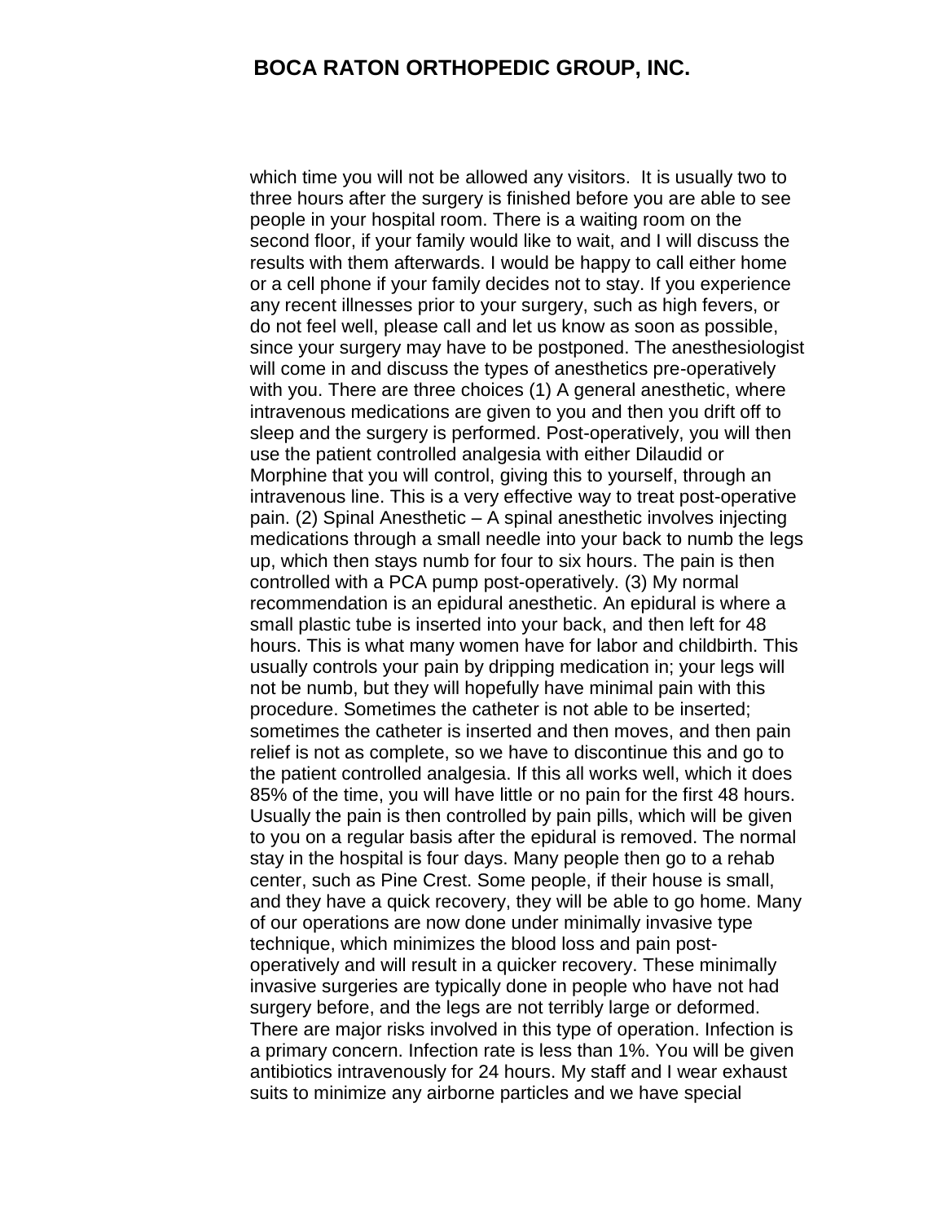which time you will not be allowed any visitors. It is usually two to three hours after the surgery is finished before you are able to see people in your hospital room. There is a waiting room on the second floor, if your family would like to wait, and I will discuss the results with them afterwards. I would be happy to call either home or a cell phone if your family decides not to stay. If you experience any recent illnesses prior to your surgery, such as high fevers, or do not feel well, please call and let us know as soon as possible, since your surgery may have to be postponed. The anesthesiologist will come in and discuss the types of anesthetics pre-operatively with you. There are three choices (1) A general anesthetic, where intravenous medications are given to you and then you drift off to sleep and the surgery is performed. Post-operatively, you will then use the patient controlled analgesia with either Dilaudid or Morphine that you will control, giving this to yourself, through an intravenous line. This is a very effective way to treat post-operative pain. (2) Spinal Anesthetic – A spinal anesthetic involves injecting medications through a small needle into your back to numb the legs up, which then stays numb for four to six hours. The pain is then controlled with a PCA pump post-operatively. (3) My normal recommendation is an epidural anesthetic. An epidural is where a small plastic tube is inserted into your back, and then left for 48 hours. This is what many women have for labor and childbirth. This usually controls your pain by dripping medication in; your legs will not be numb, but they will hopefully have minimal pain with this procedure. Sometimes the catheter is not able to be inserted; sometimes the catheter is inserted and then moves, and then pain relief is not as complete, so we have to discontinue this and go to the patient controlled analgesia. If this all works well, which it does 85% of the time, you will have little or no pain for the first 48 hours. Usually the pain is then controlled by pain pills, which will be given to you on a regular basis after the epidural is removed. The normal stay in the hospital is four days. Many people then go to a rehab center, such as Pine Crest. Some people, if their house is small, and they have a quick recovery, they will be able to go home. Many of our operations are now done under minimally invasive type technique, which minimizes the blood loss and pain post-operatively and will result in a quicker recovery. These minimally invasive surgeries are typically done in people who have not had surgery before, and the legs are not terribly large or deformed. There are major risks involved in this type of operation. Infection is a primary concern. Infection rate is less than 1%. You will be given antibiotics intravenously for 24 hours. My staff and I wear exhaust suits to minimize any airborne particles and we have special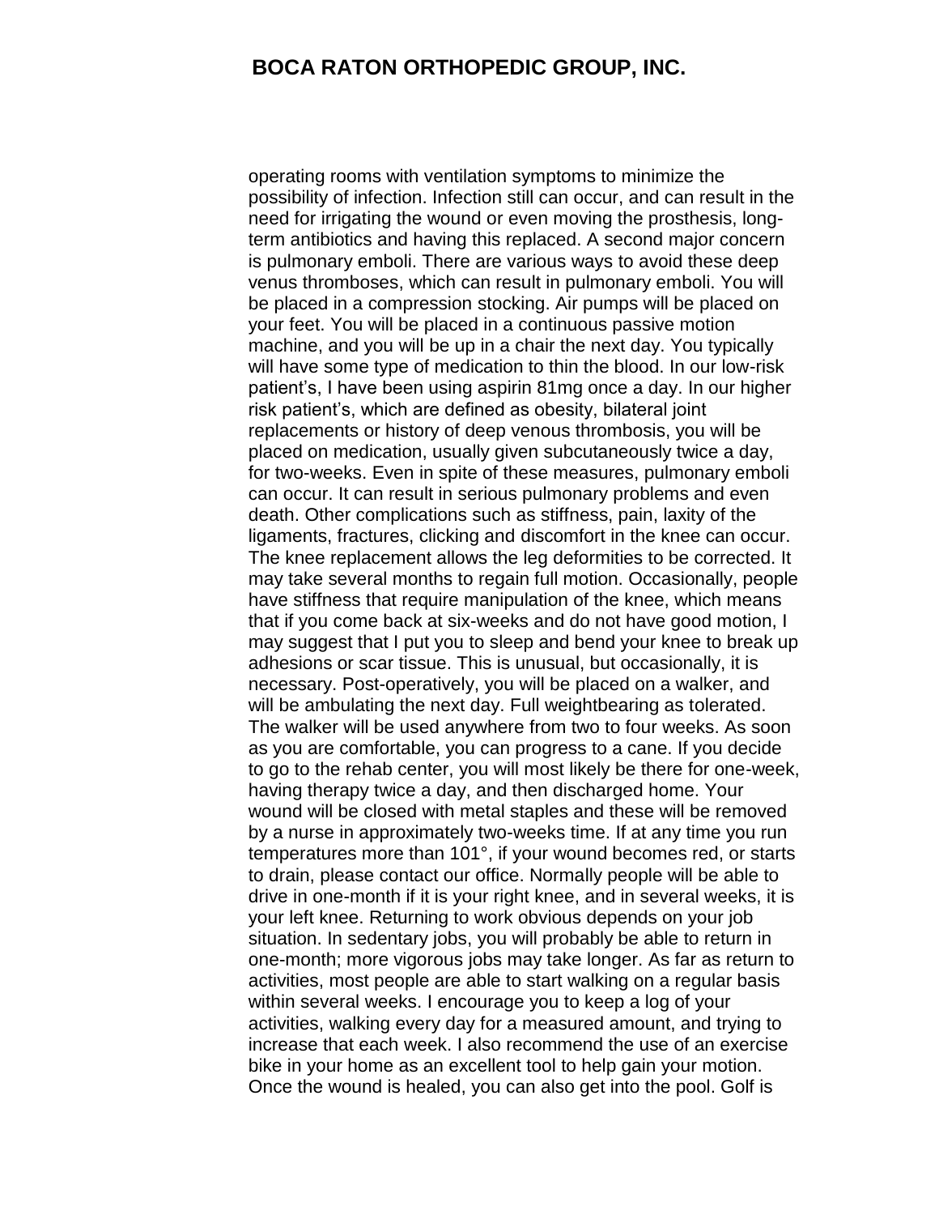operating rooms with ventilation symptoms to minimize the possibility of infection. Infection still can occur, and can result in the need for irrigating the wound or even moving the prosthesis, long-term antibiotics and having this replaced. A second major concern is pulmonary emboli. There are various ways to avoid these deep venus thromboses, which can result in pulmonary emboli. You will be placed in a compression stocking. Air pumps will be placed on your feet. You will be placed in a continuous passive motion machine, and you will be up in a chair the next day. You typically will have some type of medication to thin the blood. In our low-risk patient's, I have been using aspirin 81mg once a day. In our higher risk patient's, which are defined as obesity, bilateral joint replacements or history of deep venous thrombosis, you will be placed on medication, usually given subcutaneously twice a day, for two-weeks. Even in spite of these measures, pulmonary emboli can occur. It can result in serious pulmonary problems and even death. Other complications such as stiffness, pain, laxity of the ligaments, fractures, clicking and discomfort in the knee can occur. The knee replacement allows the leg deformities to be corrected. It may take several months to regain full motion. Occasionally, people have stiffness that require manipulation of the knee, which means that if you come back at six-weeks and do not have good motion, I may suggest that I put you to sleep and bend your knee to break up adhesions or scar tissue. This is unusual, but occasionally, it is necessary. Post-operatively, you will be placed on a walker, and will be ambulating the next day. Full weightbearing as tolerated. The walker will be used anywhere from two to four weeks. As soon as you are comfortable, you can progress to a cane. If you decide to go to the rehab center, you will most likely be there for one-week, having therapy twice a day, and then discharged home. Your wound will be closed with metal staples and these will be removed by a nurse in approximately two-weeks time. If at any time you run temperatures more than 101°, if your wound becomes red, or starts to drain, please contact our office. Normally people will be able to drive in one-month if it is your right knee, and in several weeks, it is your left knee. Returning to work obvious depends on your job situation. In sedentary jobs, you will probably be able to return in one-month; more vigorous jobs may take longer. As far as return to activities, most people are able to start walking on a regular basis within several weeks. I encourage you to keep a log of your activities, walking every day for a measured amount, and trying to increase that each week. I also recommend the use of an exercise bike in your home as an excellent tool to help gain your motion. Once the wound is healed, you can also get into the pool. Golf is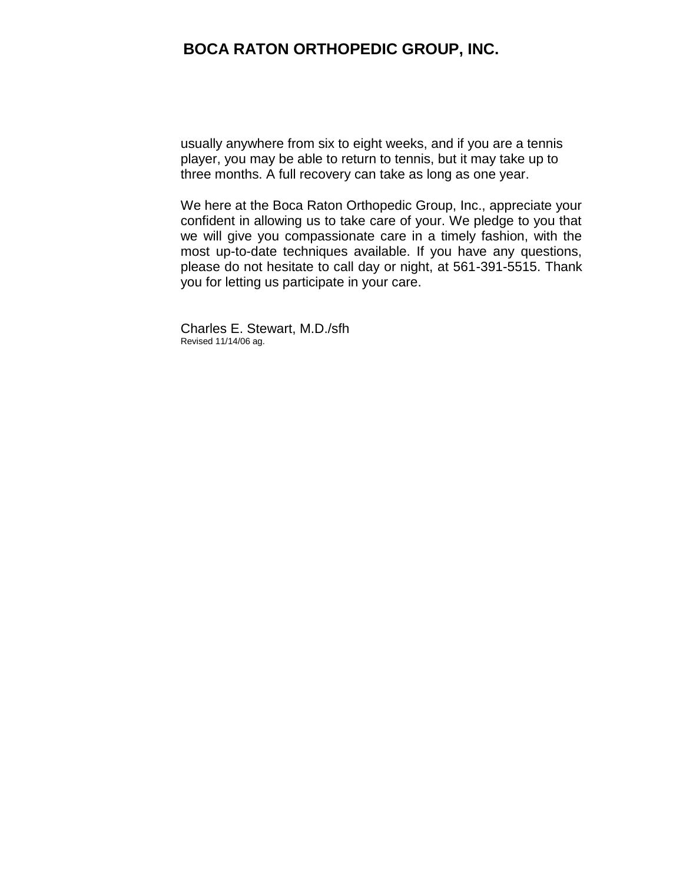usually anywhere from six to eight weeks, and if you are a tennis player, you may be able to return to tennis, but it may take up to three months. A full recovery can take as long as one year.

We here at the Boca Raton Orthopedic Group, Inc., appreciate your confident in allowing us to take care of your. We pledge to you that we will give you compassionate care in a timely fashion, with the most up-to-date techniques available. If you have any questions, please do not hesitate to call day or night, at 561-391-5515. Thank you for letting us participate in your care.

Charles E. Stewart, M.D./sfh
Revised 11/14/06 ag.